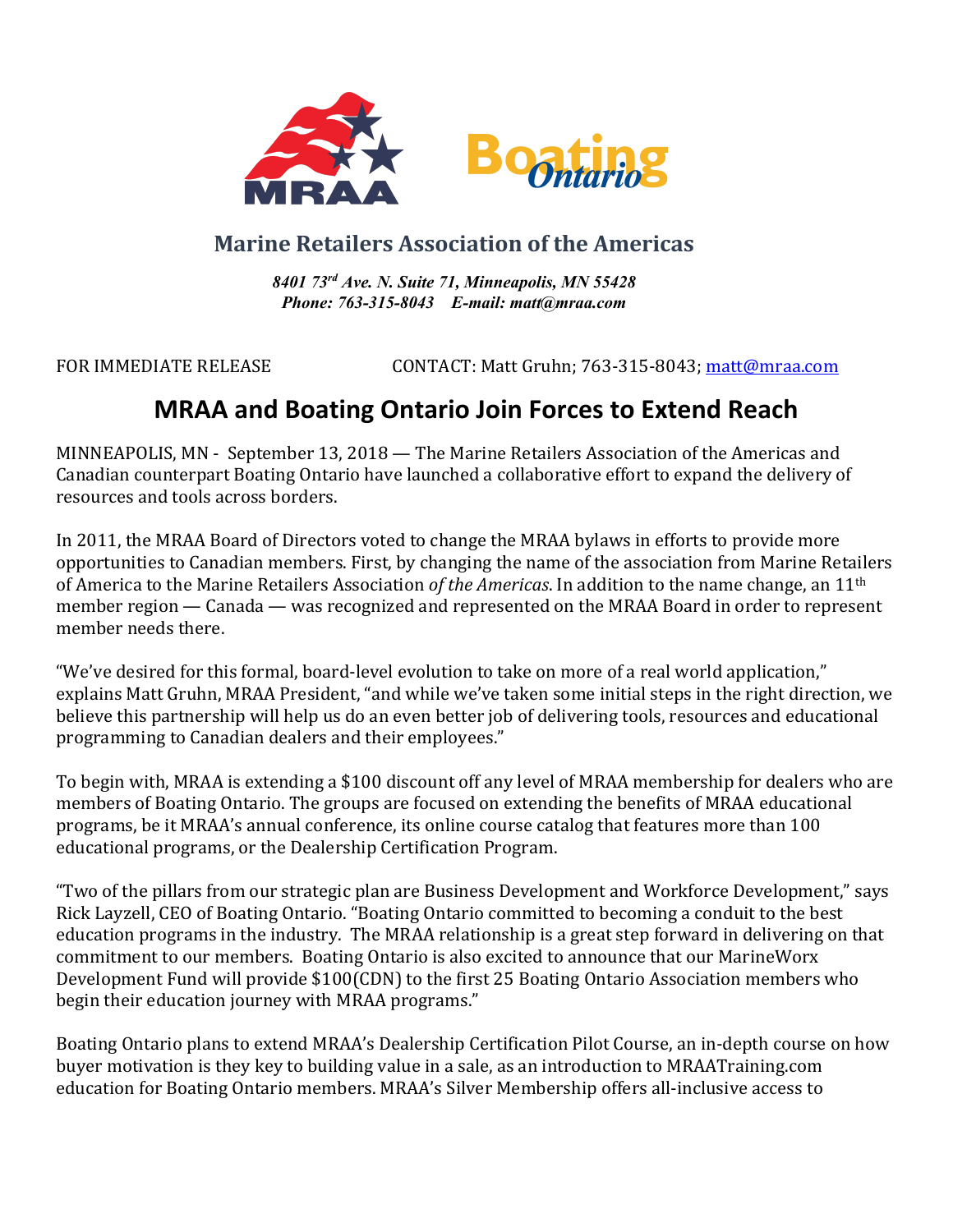## Marine Retailers Association of the Americas

*8401 73rd Ave. N. Suite 71, Minneapolis, MN 55428*
*Phone: 763-315-8043 E-mail: matt@mraa.com*

FOR IMMEDIATE RELEASE CONTACT: Matt Gruhn; 763-315-8043; matt@mraa.com

# MRAA and Boating Ontario Join Forces to Extend Reach

MINNEAPOLIS, MN - September 13, 2018 — The Marine Retailers Association of the Americas and Canadian counterpart Boating Ontario have launched a collaborative effort to expand the delivery of resources and tools across borders.

In 2011, the MRAA Board of Directors voted to change the MRAA bylaws in efforts to provide more opportunities to Canadian members. First, by changing the name of the association from Marine Retailers of America to the Marine Retailers Association *of the Americas*. In addition to the name change, an 11th member region — Canada — was recognized and represented on the MRAA Board in order to represent member needs there.

"We've desired for this formal, board-level evolution to take on more of a real world application," explains Matt Gruhn, MRAA President, "and while we've taken some initial steps in the right direction, we believe this partnership will help us do an even better job of delivering tools, resources and educational programming to Canadian dealers and their employees."

To begin with, MRAA is extending a $100 discount off any level of MRAA membership for dealers who are members of Boating Ontario. The groups are focused on extending the benefits of MRAA educational programs, be it MRAA's annual conference, its online course catalog that features more than 100 educational programs, or the Dealership Certification Program.

"Two of the pillars from our strategic plan are Business Development and Workforce Development," says Rick Layzell, CEO of Boating Ontario. "Boating Ontario committed to becoming a conduit to the best education programs in the industry. The MRAA relationship is a great step forward in delivering on that commitment to our members. Boating Ontario is also excited to announce that our MarineWorx Development Fund will provide $100(CDN) to the first 25 Boating Ontario Association members who begin their education journey with MRAA programs."

Boating Ontario plans to extend MRAA's Dealership Certification Pilot Course, an in-depth course on how buyer motivation is they key to building value in a sale, as an introduction to MRAATraining.com education for Boating Ontario members. MRAA's Silver Membership offers all-inclusive access to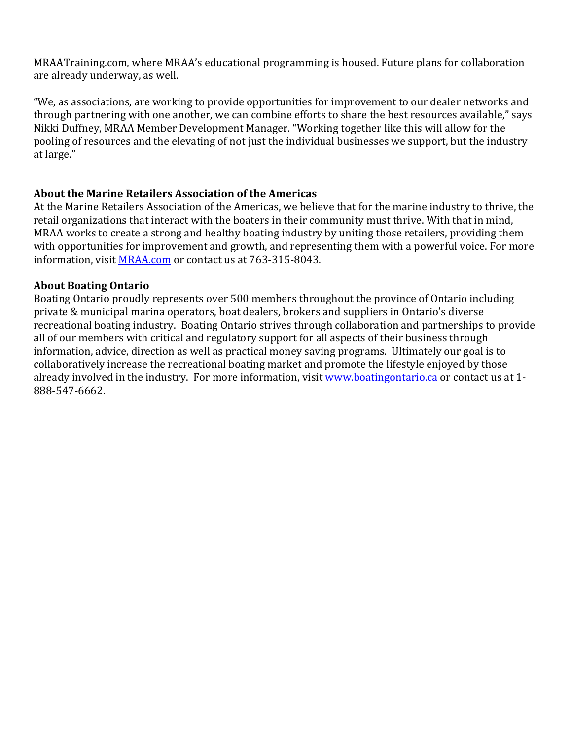MRAATraining.com, where MRAA's educational programming is housed. Future plans for collaboration are already underway, as well.

"We, as associations, are working to provide opportunities for improvement to our dealer networks and through partnering with one another, we can combine efforts to share the best resources available," says Nikki Duffney, MRAA Member Development Manager. "Working together like this will allow for the pooling of resources and the elevating of not just the individual businesses we support, but the industry at large."

**About the Marine Retailers Association of the Americas**

At the Marine Retailers Association of the Americas, we believe that for the marine industry to thrive, the retail organizations that interact with the boaters in their community must thrive. With that in mind, MRAA works to create a strong and healthy boating industry by uniting those retailers, providing them with opportunities for improvement and growth, and representing them with a powerful voice. For more information, visit [MRAA.com](http://MRAA.com) or contact us at 763-315-8043.

**About Boating Ontario**

Boating Ontario proudly represents over 500 members throughout the province of Ontario including private & municipal marina operators, boat dealers, brokers and suppliers in Ontario's diverse recreational boating industry. Boating Ontario strives through collaboration and partnerships to provide all of our members with critical and regulatory support for all aspects of their business through information, advice, direction as well as practical money saving programs. Ultimately our goal is to collaboratively increase the recreational boating market and promote the lifestyle enjoyed by those already involved in the industry. For more information, visit [www.boatingontario.ca](http://www.boatingontario.ca) or contact us at 1-888-547-6662.